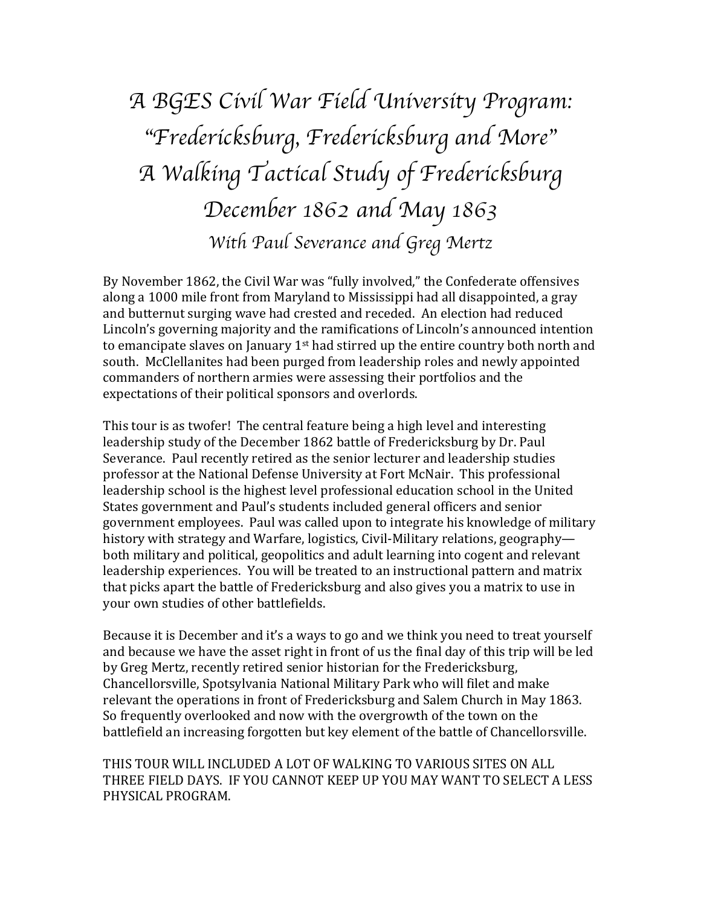# A BGES Civil War Field University Program:
# "Fredericksburg, Fredericksburg and More"
# A Walking Tactical Study of Fredericksburg
# December 1862 and May 1863

### *With Paul Severance and Greg Mertz*

By November 1862, the Civil War was "fully involved," the Confederate offensives along a 1000 mile front from Maryland to Mississippi had all disappointed, a gray and butternut surging wave had crested and receded. An election had reduced Lincoln's governing majority and the ramifications of Lincoln's announced intention to emancipate slaves on January 1st had stirred up the entire country both north and south. McClellanites had been purged from leadership roles and newly appointed commanders of northern armies were assessing their portfolios and the expectations of their political sponsors and overlords.

This tour is as twofer! The central feature being a high level and interesting leadership study of the December 1862 battle of Fredericksburg by Dr. Paul Severance. Paul recently retired as the senior lecturer and leadership studies professor at the National Defense University at Fort McNair. This professional leadership school is the highest level professional education school in the United States government and Paul's students included general officers and senior government employees. Paul was called upon to integrate his knowledge of military history with strategy and Warfare, logistics, Civil-Military relations, geography—both military and political, geopolitics and adult learning into cogent and relevant leadership experiences. You will be treated to an instructional pattern and matrix that picks apart the battle of Fredericksburg and also gives you a matrix to use in your own studies of other battlefields.

Because it is December and it's a ways to go and we think you need to treat yourself and because we have the asset right in front of us the final day of this trip will be led by Greg Mertz, recently retired senior historian for the Fredericksburg, Chancellorsville, Spotsylvania National Military Park who will filet and make relevant the operations in front of Fredericksburg and Salem Church in May 1863. So frequently overlooked and now with the overgrowth of the town on the battlefield an increasing forgotten but key element of the battle of Chancellorsville.

THIS TOUR WILL INCLUDED A LOT OF WALKING TO VARIOUS SITES ON ALL THREE FIELD DAYS. IF YOU CANNOT KEEP UP YOU MAY WANT TO SELECT A LESS PHYSICAL PROGRAM.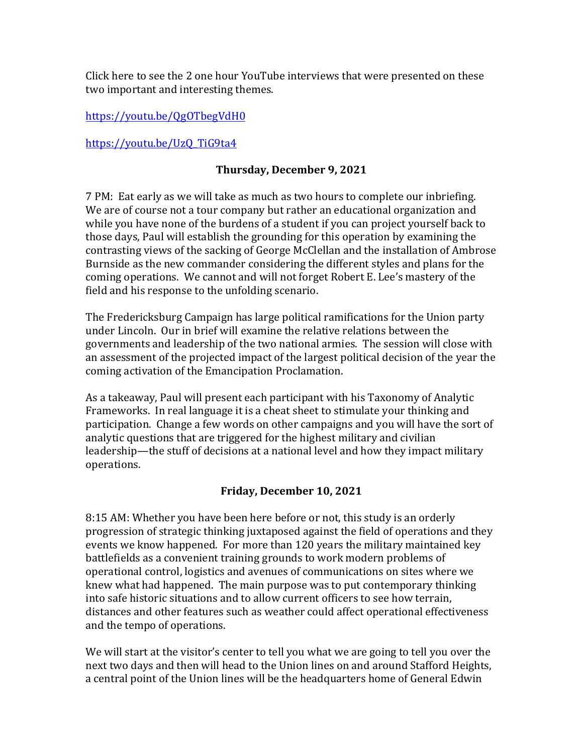Click here to see the 2 one hour YouTube interviews that were presented on these two important and interesting themes.

https://youtu.be/QgOTbegVdH0

https://youtu.be/UzQ_TiG9ta4

**Thursday, December 9, 2021**

7 PM: Eat early as we will take as much as two hours to complete our inbriefing. We are of course not a tour company but rather an educational organization and while you have none of the burdens of a student if you can project yourself back to those days, Paul will establish the grounding for this operation by examining the contrasting views of the sacking of George McClellan and the installation of Ambrose Burnside as the new commander considering the different styles and plans for the coming operations. We cannot and will not forget Robert E. Lee's mastery of the field and his response to the unfolding scenario.

The Fredericksburg Campaign has large political ramifications for the Union party under Lincoln. Our in brief will examine the relative relations between the governments and leadership of the two national armies. The session will close with an assessment of the projected impact of the largest political decision of the year the coming activation of the Emancipation Proclamation.

As a takeaway, Paul will present each participant with his Taxonomy of Analytic Frameworks. In real language it is a cheat sheet to stimulate your thinking and participation. Change a few words on other campaigns and you will have the sort of analytic questions that are triggered for the highest military and civilian leadership—the stuff of decisions at a national level and how they impact military operations.

**Friday, December 10, 2021**

8:15 AM: Whether you have been here before or not, this study is an orderly progression of strategic thinking juxtaposed against the field of operations and they events we know happened. For more than 120 years the military maintained key battlefields as a convenient training grounds to work modern problems of operational control, logistics and avenues of communications on sites where we knew what had happened. The main purpose was to put contemporary thinking into safe historic situations and to allow current officers to see how terrain, distances and other features such as weather could affect operational effectiveness and the tempo of operations.

We will start at the visitor's center to tell you what we are going to tell you over the next two days and then will head to the Union lines on and around Stafford Heights, a central point of the Union lines will be the headquarters home of General Edwin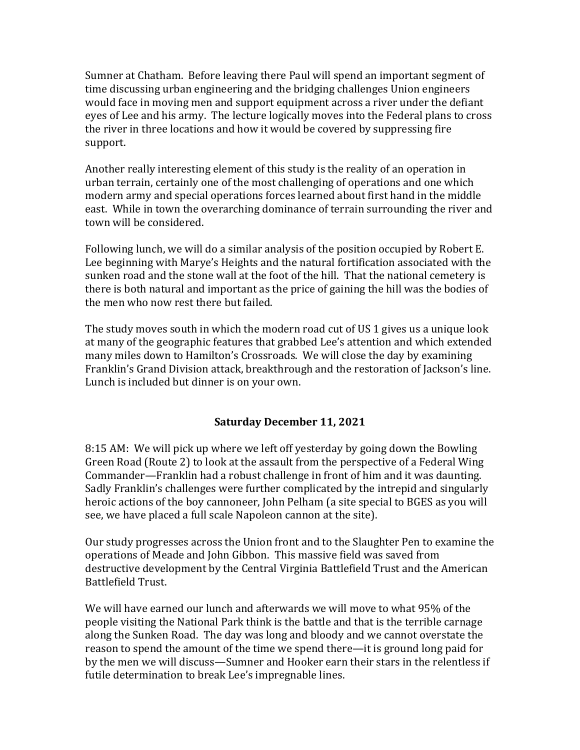Sumner at Chatham. Before leaving there Paul will spend an important segment of time discussing urban engineering and the bridging challenges Union engineers would face in moving men and support equipment across a river under the defiant eyes of Lee and his army. The lecture logically moves into the Federal plans to cross the river in three locations and how it would be covered by suppressing fire support.

Another really interesting element of this study is the reality of an operation in urban terrain, certainly one of the most challenging of operations and one which modern army and special operations forces learned about first hand in the middle east. While in town the overarching dominance of terrain surrounding the river and town will be considered.

Following lunch, we will do a similar analysis of the position occupied by Robert E. Lee beginning with Marye's Heights and the natural fortification associated with the sunken road and the stone wall at the foot of the hill. That the national cemetery is there is both natural and important as the price of gaining the hill was the bodies of the men who now rest there but failed.

The study moves south in which the modern road cut of US 1 gives us a unique look at many of the geographic features that grabbed Lee's attention and which extended many miles down to Hamilton's Crossroads. We will close the day by examining Franklin's Grand Division attack, breakthrough and the restoration of Jackson's line. Lunch is included but dinner is on your own.

## Saturday December 11, 2021

8:15 AM: We will pick up where we left off yesterday by going down the Bowling Green Road (Route 2) to look at the assault from the perspective of a Federal Wing Commander—Franklin had a robust challenge in front of him and it was daunting. Sadly Franklin's challenges were further complicated by the intrepid and singularly heroic actions of the boy cannoneer, John Pelham (a site special to BGES as you will see, we have placed a full scale Napoleon cannon at the site).

Our study progresses across the Union front and to the Slaughter Pen to examine the operations of Meade and John Gibbon. This massive field was saved from destructive development by the Central Virginia Battlefield Trust and the American Battlefield Trust.

We will have earned our lunch and afterwards we will move to what 95% of the people visiting the National Park think is the battle and that is the terrible carnage along the Sunken Road. The day was long and bloody and we cannot overstate the reason to spend the amount of the time we spend there—it is ground long paid for by the men we will discuss—Sumner and Hooker earn their stars in the relentless if futile determination to break Lee's impregnable lines.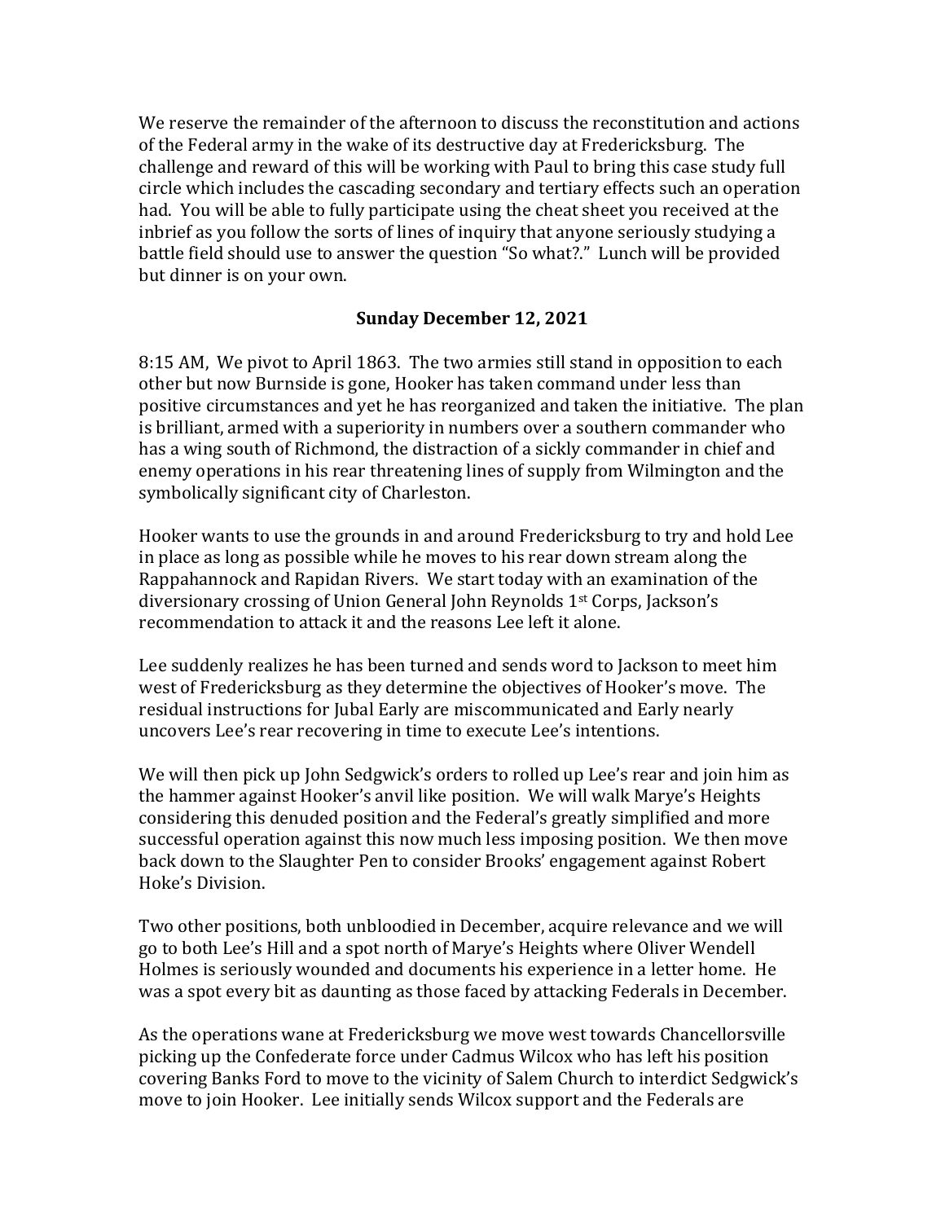We reserve the remainder of the afternoon to discuss the reconstitution and actions of the Federal army in the wake of its destructive day at Fredericksburg. The challenge and reward of this will be working with Paul to bring this case study full circle which includes the cascading secondary and tertiary effects such an operation had. You will be able to fully participate using the cheat sheet you received at the inbrief as you follow the sorts of lines of inquiry that anyone seriously studying a battle field should use to answer the question "So what?." Lunch will be provided but dinner is on your own.

**Sunday December 12, 2021**

8:15 AM, We pivot to April 1863. The two armies still stand in opposition to each other but now Burnside is gone, Hooker has taken command under less than positive circumstances and yet he has reorganized and taken the initiative. The plan is brilliant, armed with a superiority in numbers over a southern commander who has a wing south of Richmond, the distraction of a sickly commander in chief and enemy operations in his rear threatening lines of supply from Wilmington and the symbolically significant city of Charleston.

Hooker wants to use the grounds in and around Fredericksburg to try and hold Lee in place as long as possible while he moves to his rear down stream along the Rappahannock and Rapidan Rivers. We start today with an examination of the diversionary crossing of Union General John Reynolds 1st Corps, Jackson's recommendation to attack it and the reasons Lee left it alone.

Lee suddenly realizes he has been turned and sends word to Jackson to meet him west of Fredericksburg as they determine the objectives of Hooker's move. The residual instructions for Jubal Early are miscommunicated and Early nearly uncovers Lee's rear recovering in time to execute Lee's intentions.

We will then pick up John Sedgwick's orders to rolled up Lee's rear and join him as the hammer against Hooker's anvil like position. We will walk Marye's Heights considering this denuded position and the Federal's greatly simplified and more successful operation against this now much less imposing position. We then move back down to the Slaughter Pen to consider Brooks' engagement against Robert Hoke's Division.

Two other positions, both unbloodied in December, acquire relevance and we will go to both Lee's Hill and a spot north of Marye's Heights where Oliver Wendell Holmes is seriously wounded and documents his experience in a letter home. He was a spot every bit as daunting as those faced by attacking Federals in December.

As the operations wane at Fredericksburg we move west towards Chancellorsville picking up the Confederate force under Cadmus Wilcox who has left his position covering Banks Ford to move to the vicinity of Salem Church to interdict Sedgwick's move to join Hooker. Lee initially sends Wilcox support and the Federals are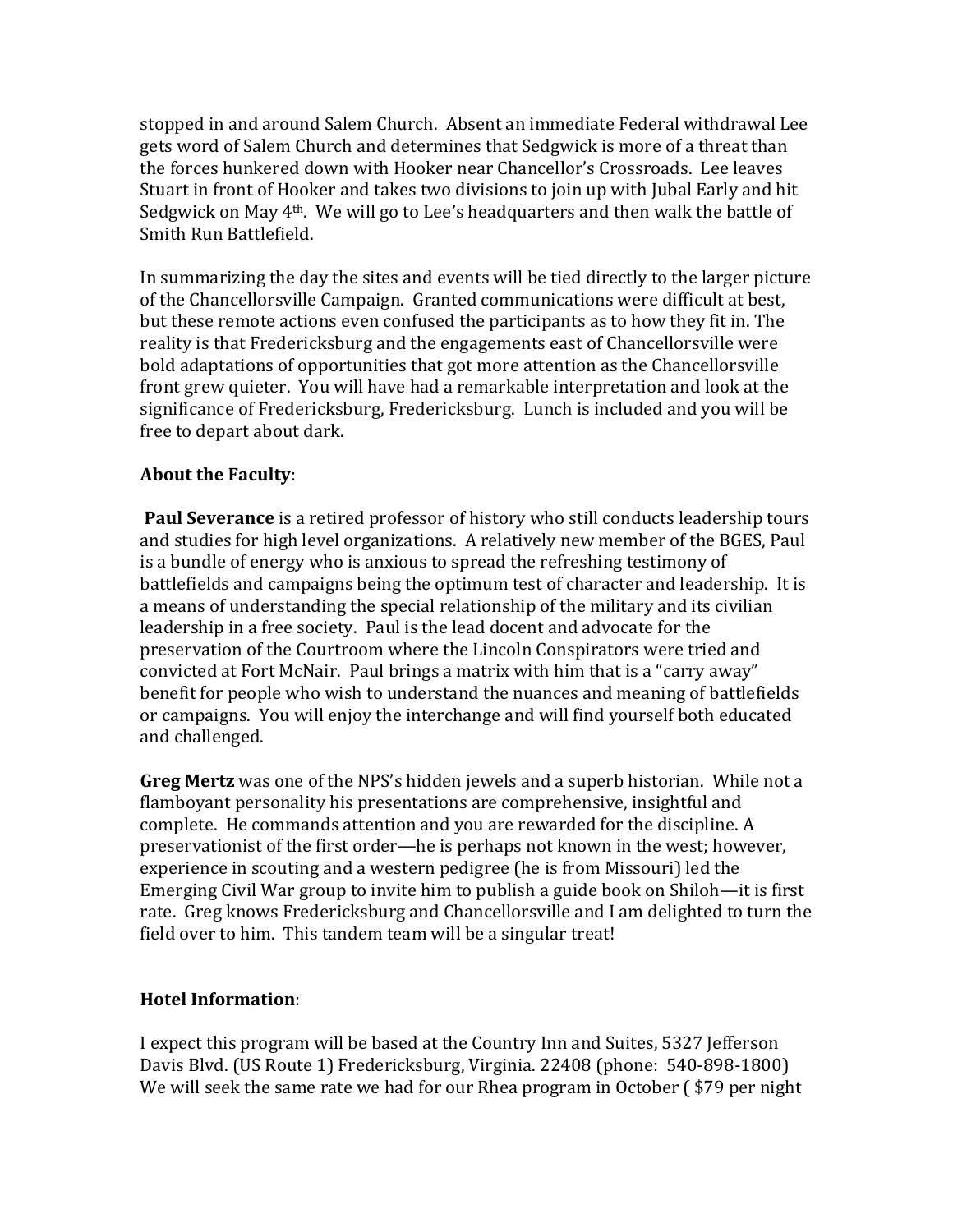stopped in and around Salem Church. Absent an immediate Federal withdrawal Lee gets word of Salem Church and determines that Sedgwick is more of a threat than the forces hunkered down with Hooker near Chancellor's Crossroads. Lee leaves Stuart in front of Hooker and takes two divisions to join up with Jubal Early and hit Sedgwick on May 4th. We will go to Lee's headquarters and then walk the battle of Smith Run Battlefield.

In summarizing the day the sites and events will be tied directly to the larger picture of the Chancellorsville Campaign. Granted communications were difficult at best, but these remote actions even confused the participants as to how they fit in. The reality is that Fredericksburg and the engagements east of Chancellorsville were bold adaptations of opportunities that got more attention as the Chancellorsville front grew quieter. You will have had a remarkable interpretation and look at the significance of Fredericksburg, Fredericksburg. Lunch is included and you will be free to depart about dark.

**About the Faculty**:

**Paul Severance** is a retired professor of history who still conducts leadership tours and studies for high level organizations. A relatively new member of the BGES, Paul is a bundle of energy who is anxious to spread the refreshing testimony of battlefields and campaigns being the optimum test of character and leadership. It is a means of understanding the special relationship of the military and its civilian leadership in a free society. Paul is the lead docent and advocate for the preservation of the Courtroom where the Lincoln Conspirators were tried and convicted at Fort McNair. Paul brings a matrix with him that is a "carry away" benefit for people who wish to understand the nuances and meaning of battlefields or campaigns. You will enjoy the interchange and will find yourself both educated and challenged.

**Greg Mertz** was one of the NPS's hidden jewels and a superb historian. While not a flamboyant personality his presentations are comprehensive, insightful and complete. He commands attention and you are rewarded for the discipline. A preservationist of the first order—he is perhaps not known in the west; however, experience in scouting and a western pedigree (he is from Missouri) led the Emerging Civil War group to invite him to publish a guide book on Shiloh—it is first rate. Greg knows Fredericksburg and Chancellorsville and I am delighted to turn the field over to him. This tandem team will be a singular treat!

**Hotel Information**:

I expect this program will be based at the Country Inn and Suites, 5327 Jefferson Davis Blvd. (US Route 1) Fredericksburg, Virginia. 22408 (phone: 540-898-1800) We will seek the same rate we had for our Rhea program in October ( $79 per night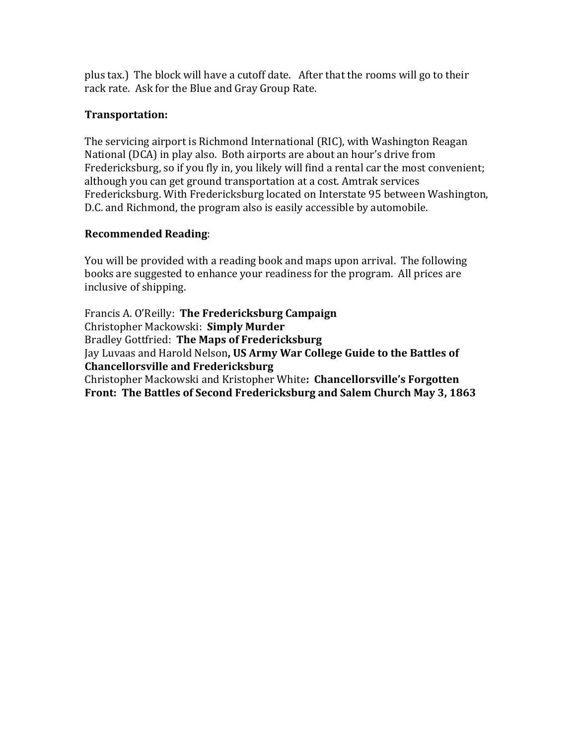plus tax.) The block will have a cutoff date. After that the rooms will go to their rack rate. Ask for the Blue and Gray Group Rate.

**Transportation:**

The servicing airport is Richmond International (RIC), with Washington Reagan National (DCA) in play also. Both airports are about an hour's drive from Fredericksburg, so if you fly in, you likely will find a rental car the most convenient; although you can get ground transportation at a cost. Amtrak services Fredericksburg. With Fredericksburg located on Interstate 95 between Washington, D.C. and Richmond, the program also is easily accessible by automobile.

**Recommended Reading**:

You will be provided with a reading book and maps upon arrival. The following books are suggested to enhance your readiness for the program. All prices are inclusive of shipping.

Francis A. O'Reilly: **The Fredericksburg Campaign**
Christopher Mackowski: **Simply Murder**
Bradley Gottfried: **The Maps of Fredericksburg**
Jay Luvaas and Harold Nelson**, US Army War College Guide to the Battles of Chancellorsville and Fredericksburg**
Christopher Mackowski and Kristopher White**: Chancellorsville's Forgotten Front: The Battles of Second Fredericksburg and Salem Church May 3, 1863**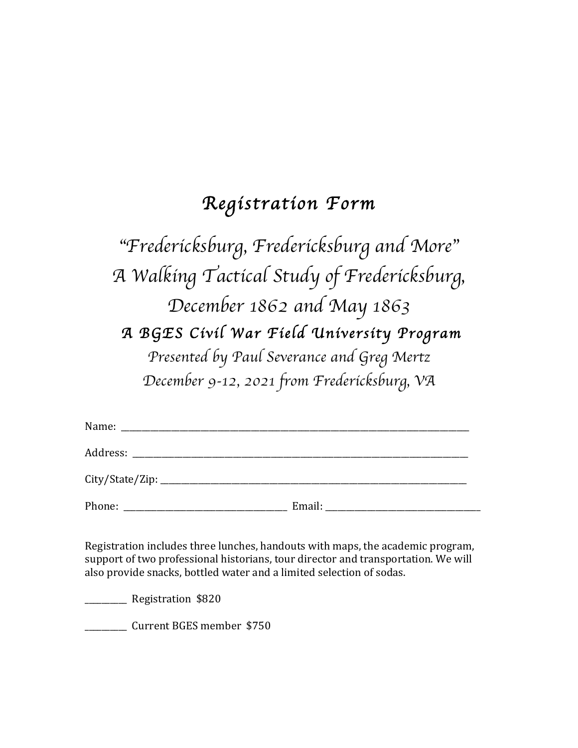# *Registration Form*

## *"Fredericksburg, Fredericksburg and More"*
## *A Walking Tactical Study of Fredericksburg,*
## *December 1862 and May 1863*

### ***A BGES Civil War Field University Program***

*Presented by Paul Severance and Greg Mertz*

*December 9-12, 2021 from Fredericksburg, VA*

Name: ______________________________________________________________________________

Address: ____________________________________________________________________________

City/State/Zip: _______________________________________________________________________

Phone: ___________________________________ Email: __________________________________

Registration includes three lunches, handouts with maps, the academic program, support of two professional historians, tour director and transportation. We will also provide snacks, bottled water and a limited selection of sodas.

__________ Registration $820

__________ Current BGES member $750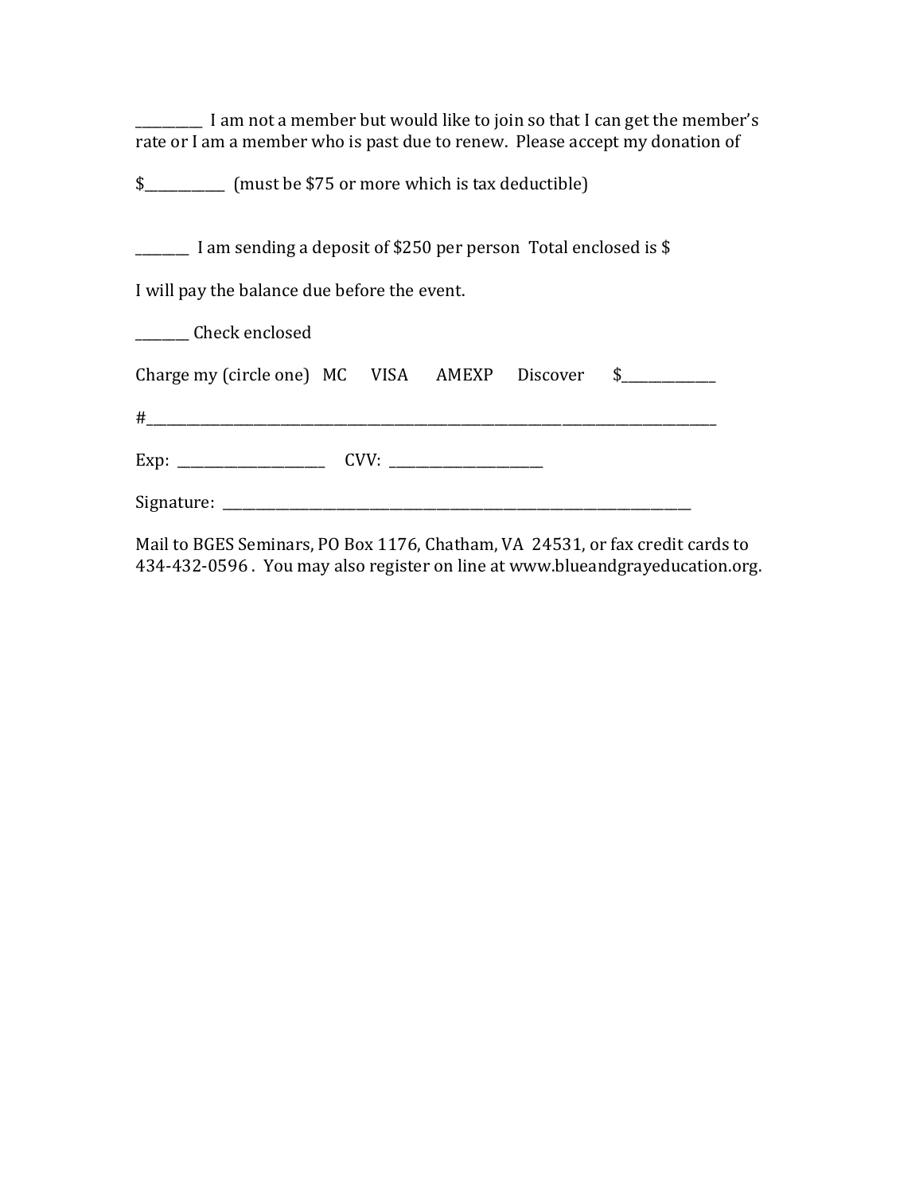__________ I am not a member but would like to join so that I can get the member's rate or I am a member who is past due to renew. Please accept my donation of

$____________ (must be $75 or more which is tax deductible)

________ I am sending a deposit of $250 per person Total enclosed is $

I will pay the balance due before the event.

________ Check enclosed

Charge my (circle one) MC VISA AMEXP Discover $______________

#__________________________________________________________________________________________

Exp: _______________________ CVV: _______________________

Signature: ________________________________________________________________________

Mail to BGES Seminars, PO Box 1176, Chatham, VA 24531, or fax credit cards to 434-432-0596 . You may also register on line at www.blueandgrayeducation.org.